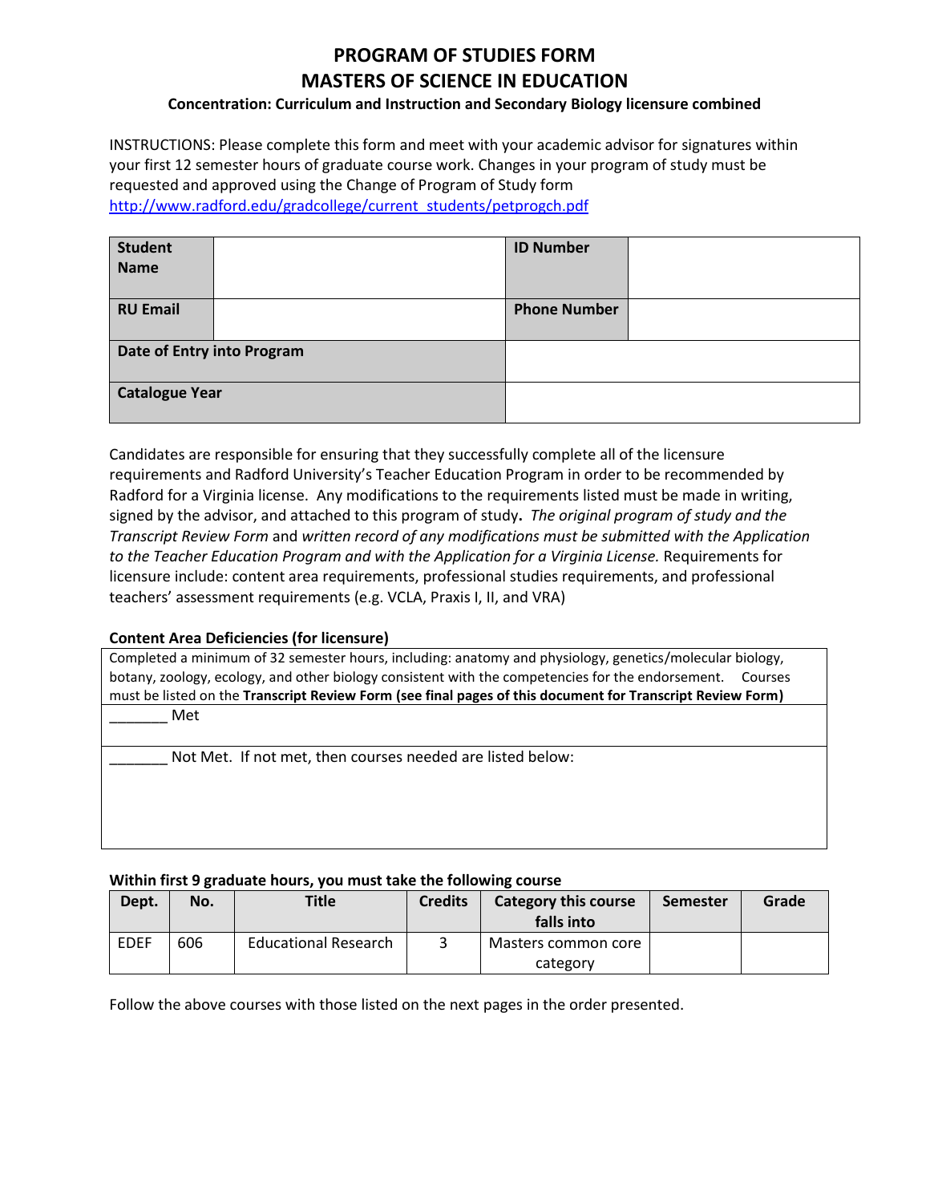# PROGRAM OF STUDIES FORM
# MASTERS OF SCIENCE IN EDUCATION

### Concentration: Curriculum and Instruction and Secondary Biology licensure combined

INSTRUCTIONS: Please complete this form and meet with your academic advisor for signatures within your first 12 semester hours of graduate course work. Changes in your program of study must be requested and approved using the Change of Program of Study form http://www.radford.edu/gradcollege/current_students/petprogch.pdf

| **Student Name** | | **ID Number** | |
|---|---|---|---|
| **RU Email** | | **Phone Number** | |
| **Date of Entry into Program** | | | |
| **Catalogue Year** | | | |

Candidates are responsible for ensuring that they successfully complete all of the licensure requirements and Radford University's Teacher Education Program in order to be recommended by Radford for a Virginia license. Any modifications to the requirements listed must be made in writing, signed by the advisor, and attached to this program of study**.** *The original program of study and the Transcript Review Form* and *written record of any modifications must be submitted with the Application to the Teacher Education Program and with the Application for a Virginia License.* Requirements for licensure include: content area requirements, professional studies requirements, and professional teachers' assessment requirements (e.g. VCLA, Praxis I, II, and VRA)

**Content Area Deficiencies (for licensure)**

| Completed a minimum of 32 semester hours, including: anatomy and physiology, genetics/molecular biology, botany, zoology, ecology, and other biology consistent with the competencies for the endorsement. Courses must be listed on the **Transcript Review Form (see final pages of this document for Transcript Review Form)** |
|---|
| _______ Met |
| _______ Not Met. If not met, then courses needed are listed below: |

**Within first 9 graduate hours, you must take the following course**

| Dept. | No. | Title | Credits | Category this course falls into | Semester | Grade |
|---|---|---|---|---|---|---|
| EDEF | 606 | Educational Research | 3 | Masters common core category | | |

Follow the above courses with those listed on the next pages in the order presented.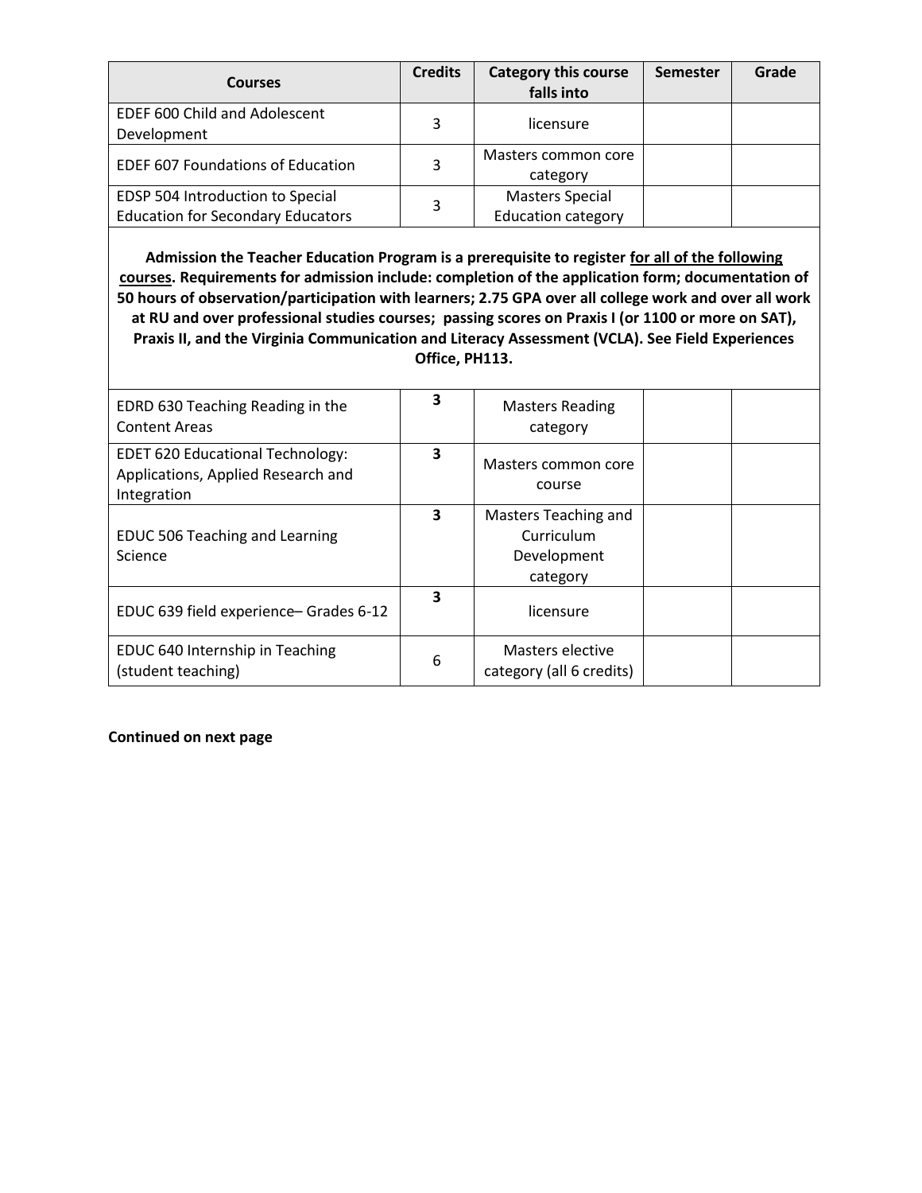| Courses | Credits | Category this course falls into | Semester | Grade |
|---|---|---|---|---|
| EDEF 600 Child and Adolescent Development | 3 | licensure | | |
| EDEF 607 Foundations of Education | 3 | Masters common core category | | |
| EDSP 504 Introduction to Special Education for Secondary Educators | 3 | Masters Special Education category | | |
| **Admission the Teacher Education Program is a prerequisite to register for all of the following courses. Requirements for admission include: completion of the application form; documentation of 50 hours of observation/participation with learners; 2.75 GPA over all college work and over all work at RU and over professional studies courses; passing scores on Praxis I (or 1100 or more on SAT), Praxis II, and the Virginia Communication and Literacy Assessment (VCLA). See Field Experiences Office, PH113.** | | | | |
| EDRD 630 Teaching Reading in the Content Areas | **3** | Masters Reading category | | |
| EDET 620 Educational Technology: Applications, Applied Research and Integration | **3** | Masters common core course | | |
| EDUC 506 Teaching and Learning Science | **3** | Masters Teaching and Curriculum Development category | | |
| EDUC 639 field experience– Grades 6-12 | **3** | licensure | | |
| EDUC 640 Internship in Teaching (student teaching) | 6 | Masters elective category (all 6 credits) | | |

**Continued on next page**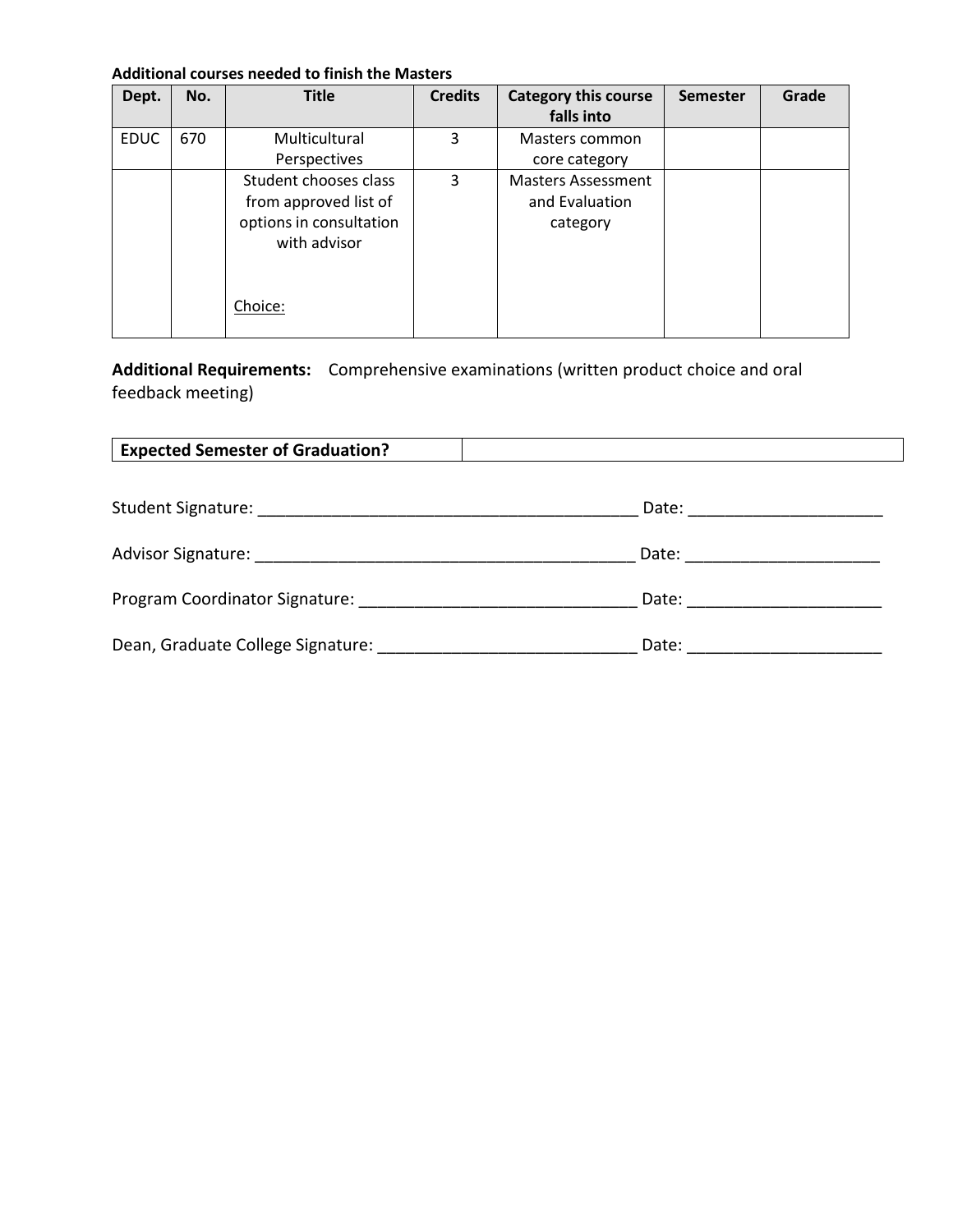**Additional courses needed to finish the Masters**

| Dept. | No. | Title | Credits | Category this course falls into | Semester | Grade |
|---|---|---|---|---|---|---|
| EDUC | 670 | Multicultural Perspectives | 3 | Masters common core category | | |
| | | Student chooses class from approved list of options in consultation with advisor<br><br>Choice: | 3 | Masters Assessment and Evaluation category | | |

**Additional Requirements:** Comprehensive examinations (written product choice and oral feedback meeting)

| **Expected Semester of Graduation?** | |
|---|---|

Student Signature: _________________________________________ Date: _____________________

Advisor Signature: _________________________________________ Date: _____________________

Program Coordinator Signature: ______________________________ Date: _____________________

Dean, Graduate College Signature: ____________________________ Date: _____________________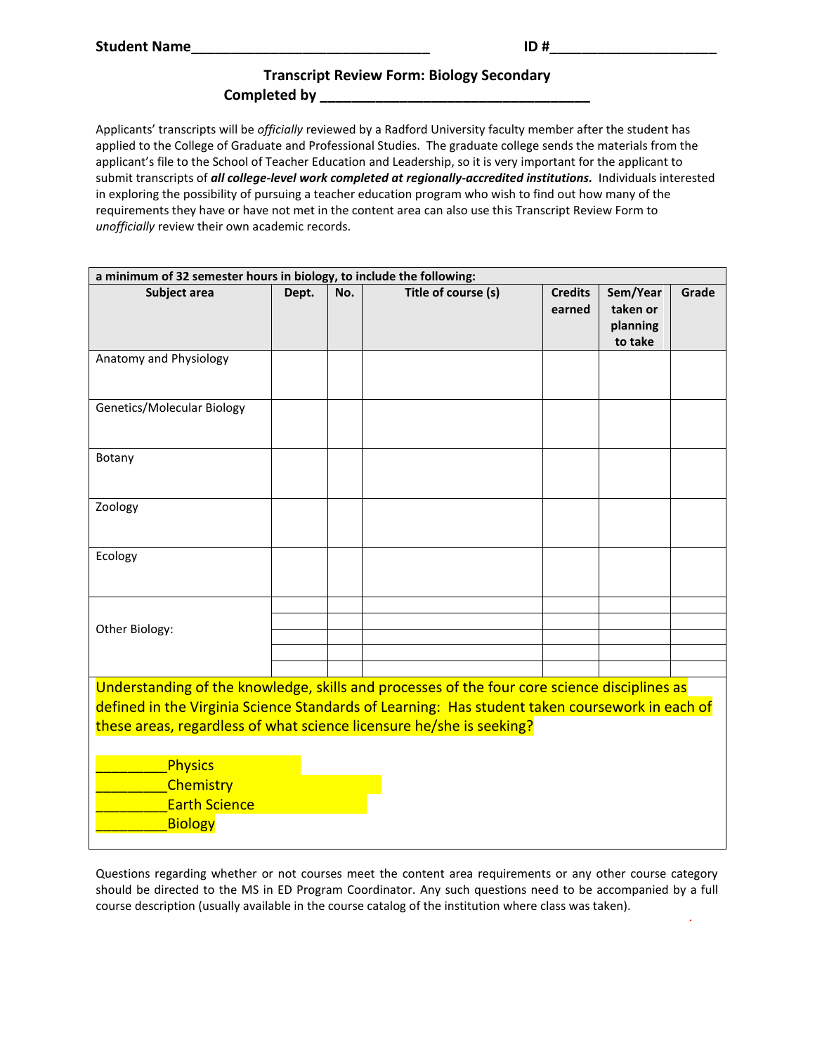**Student Name______________________________** **ID #_____________________**

**Transcript Review Form: Biology Secondary**

**Completed by ___________________________________**

Applicants' transcripts will be *officially* reviewed by a Radford University faculty member after the student has applied to the College of Graduate and Professional Studies. The graduate college sends the materials from the applicant's file to the School of Teacher Education and Leadership, so it is very important for the applicant to submit transcripts of ***all college-level work completed at regionally-accredited institutions.*** Individuals interested in exploring the possibility of pursuing a teacher education program who wish to find out how many of the requirements they have or have not met in the content area can also use this Transcript Review Form to *unofficially* review their own academic records.

**a minimum of 32 semester hours in biology, to include the following:**

| Subject area | Dept. | No. | Title of course (s) | Credits earned | Sem/Year taken or planning to take | Grade |
|---|---|---|---|---|---|---|
| Anatomy and Physiology | | | | | | |
| Genetics/Molecular Biology | | | | | | |
| Botany | | | | | | |
| Zoology | | | | | | |
| Ecology | | | | | | |
| Other Biology: | | | | | | |
| | | | | | | |
| | | | | | | |
| | | | | | | |
| | | | | | | |

Understanding of the knowledge, skills and processes of the four core science disciplines as defined in the Virginia Science Standards of Learning: Has student taken coursework in each of these areas, regardless of what science licensure he/she is seeking?

_________Physics
_________Chemistry
_________Earth Science
_________Biology

Questions regarding whether or not courses meet the content area requirements or any other course category should be directed to the MS in ED Program Coordinator. Any such questions need to be accompanied by a full course description (usually available in the course catalog of the institution where class was taken).